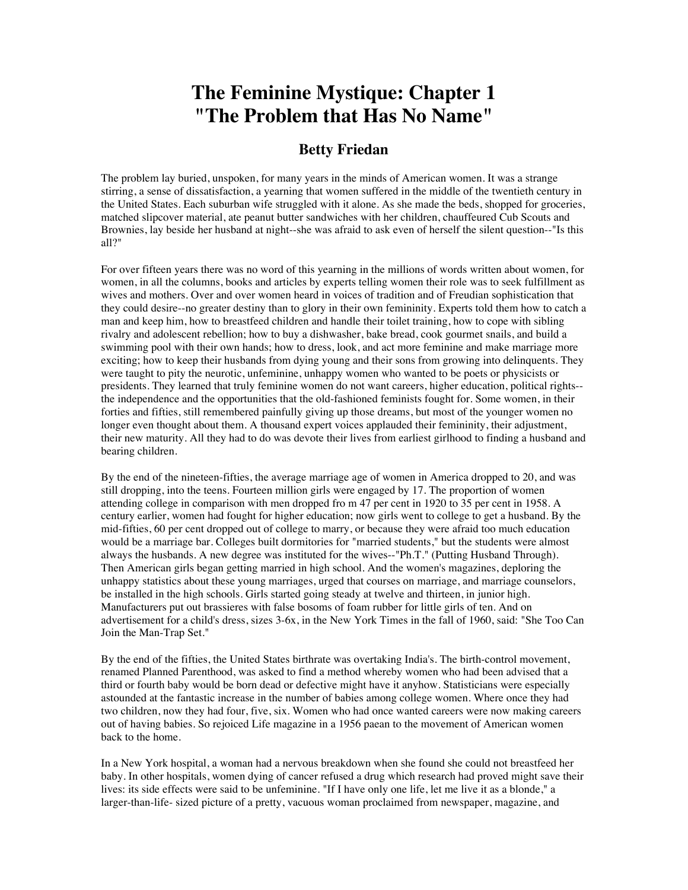# The Feminine Mystique: Chapter 1
# "The Problem that Has No Name"

## Betty Friedan

The problem lay buried, unspoken, for many years in the minds of American women. It was a strange stirring, a sense of dissatisfaction, a yearning that women suffered in the middle of the twentieth century in the United States. Each suburban wife struggled with it alone. As she made the beds, shopped for groceries, matched slipcover material, ate peanut butter sandwiches with her children, chauffeured Cub Scouts and Brownies, lay beside her husband at night--she was afraid to ask even of herself the silent question--"Is this all?"

For over fifteen years there was no word of this yearning in the millions of words written about women, for women, in all the columns, books and articles by experts telling women their role was to seek fulfillment as wives and mothers. Over and over women heard in voices of tradition and of Freudian sophistication that they could desire--no greater destiny than to glory in their own femininity. Experts told them how to catch a man and keep him, how to breastfeed children and handle their toilet training, how to cope with sibling rivalry and adolescent rebellion; how to buy a dishwasher, bake bread, cook gourmet snails, and build a swimming pool with their own hands; how to dress, look, and act more feminine and make marriage more exciting; how to keep their husbands from dying young and their sons from growing into delinquents. They were taught to pity the neurotic, unfeminine, unhappy women who wanted to be poets or physicists or presidents. They learned that truly feminine women do not want careers, higher education, political rights--the independence and the opportunities that the old-fashioned feminists fought for. Some women, in their forties and fifties, still remembered painfully giving up those dreams, but most of the younger women no longer even thought about them. A thousand expert voices applauded their femininity, their adjustment, their new maturity. All they had to do was devote their lives from earliest girlhood to finding a husband and bearing children.

By the end of the nineteen-fifties, the average marriage age of women in America dropped to 20, and was still dropping, into the teens. Fourteen million girls were engaged by 17. The proportion of women attending college in comparison with men dropped fro m 47 per cent in 1920 to 35 per cent in 1958. A century earlier, women had fought for higher education; now girls went to college to get a husband. By the mid-fifties, 60 per cent dropped out of college to marry, or because they were afraid too much education would be a marriage bar. Colleges built dormitories for "married students," but the students were almost always the husbands. A new degree was instituted for the wives--"Ph.T." (Putting Husband Through). Then American girls began getting married in high school. And the women's magazines, deploring the unhappy statistics about these young marriages, urged that courses on marriage, and marriage counselors, be installed in the high schools. Girls started going steady at twelve and thirteen, in junior high. Manufacturers put out brassieres with false bosoms of foam rubber for little girls of ten. And on advertisement for a child's dress, sizes 3-6x, in the New York Times in the fall of 1960, said: "She Too Can Join the Man-Trap Set."

By the end of the fifties, the United States birthrate was overtaking India's. The birth-control movement, renamed Planned Parenthood, was asked to find a method whereby women who had been advised that a third or fourth baby would be born dead or defective might have it anyhow. Statisticians were especially astounded at the fantastic increase in the number of babies among college women. Where once they had two children, now they had four, five, six. Women who had once wanted careers were now making careers out of having babies. So rejoiced Life magazine in a 1956 paean to the movement of American women back to the home.

In a New York hospital, a woman had a nervous breakdown when she found she could not breastfeed her baby. In other hospitals, women dying of cancer refused a drug which research had proved might save their lives: its side effects were said to be unfeminine. "If I have only one life, let me live it as a blonde," a larger-than-life- sized picture of a pretty, vacuous woman proclaimed from newspaper, magazine, and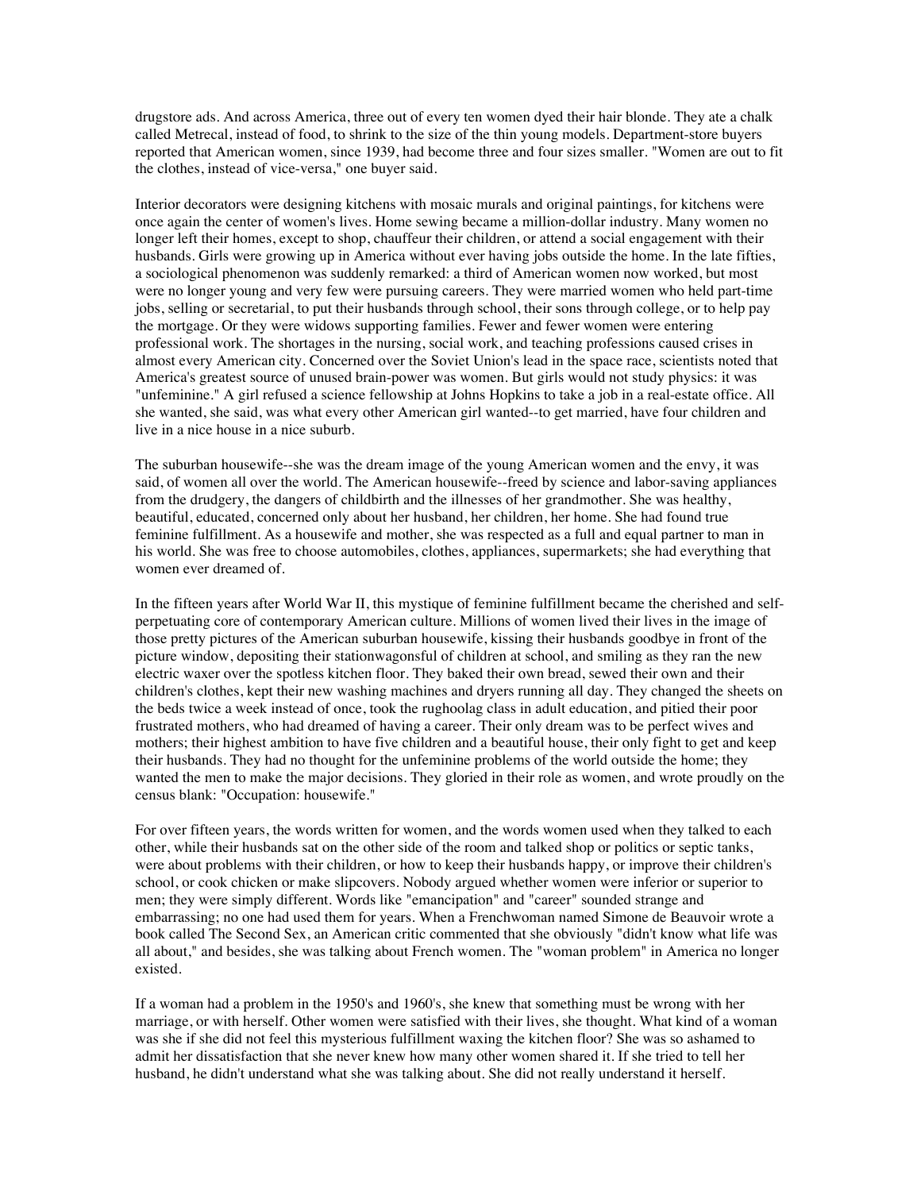drugstore ads. And across America, three out of every ten women dyed their hair blonde. They ate a chalk called Metrecal, instead of food, to shrink to the size of the thin young models. Department-store buyers reported that American women, since 1939, had become three and four sizes smaller. "Women are out to fit the clothes, instead of vice-versa," one buyer said.

Interior decorators were designing kitchens with mosaic murals and original paintings, for kitchens were once again the center of women's lives. Home sewing became a million-dollar industry. Many women no longer left their homes, except to shop, chauffeur their children, or attend a social engagement with their husbands. Girls were growing up in America without ever having jobs outside the home. In the late fifties, a sociological phenomenon was suddenly remarked: a third of American women now worked, but most were no longer young and very few were pursuing careers. They were married women who held part-time jobs, selling or secretarial, to put their husbands through school, their sons through college, or to help pay the mortgage. Or they were widows supporting families. Fewer and fewer women were entering professional work. The shortages in the nursing, social work, and teaching professions caused crises in almost every American city. Concerned over the Soviet Union's lead in the space race, scientists noted that America's greatest source of unused brain-power was women. But girls would not study physics: it was "unfeminine." A girl refused a science fellowship at Johns Hopkins to take a job in a real-estate office. All she wanted, she said, was what every other American girl wanted--to get married, have four children and live in a nice house in a nice suburb.

The suburban housewife--she was the dream image of the young American women and the envy, it was said, of women all over the world. The American housewife--freed by science and labor-saving appliances from the drudgery, the dangers of childbirth and the illnesses of her grandmother. She was healthy, beautiful, educated, concerned only about her husband, her children, her home. She had found true feminine fulfillment. As a housewife and mother, she was respected as a full and equal partner to man in his world. She was free to choose automobiles, clothes, appliances, supermarkets; she had everything that women ever dreamed of.

In the fifteen years after World War II, this mystique of feminine fulfillment became the cherished and self-perpetuating core of contemporary American culture. Millions of women lived their lives in the image of those pretty pictures of the American suburban housewife, kissing their husbands goodbye in front of the picture window, depositing their stationwagonsful of children at school, and smiling as they ran the new electric waxer over the spotless kitchen floor. They baked their own bread, sewed their own and their children's clothes, kept their new washing machines and dryers running all day. They changed the sheets on the beds twice a week instead of once, took the rughoolag class in adult education, and pitied their poor frustrated mothers, who had dreamed of having a career. Their only dream was to be perfect wives and mothers; their highest ambition to have five children and a beautiful house, their only fight to get and keep their husbands. They had no thought for the unfeminine problems of the world outside the home; they wanted the men to make the major decisions. They gloried in their role as women, and wrote proudly on the census blank: "Occupation: housewife."

For over fifteen years, the words written for women, and the words women used when they talked to each other, while their husbands sat on the other side of the room and talked shop or politics or septic tanks, were about problems with their children, or how to keep their husbands happy, or improve their children's school, or cook chicken or make slipcovers. Nobody argued whether women were inferior or superior to men; they were simply different. Words like "emancipation" and "career" sounded strange and embarrassing; no one had used them for years. When a Frenchwoman named Simone de Beauvoir wrote a book called The Second Sex, an American critic commented that she obviously "didn't know what life was all about," and besides, she was talking about French women. The "woman problem" in America no longer existed.

If a woman had a problem in the 1950's and 1960's, she knew that something must be wrong with her marriage, or with herself. Other women were satisfied with their lives, she thought. What kind of a woman was she if she did not feel this mysterious fulfillment waxing the kitchen floor? She was so ashamed to admit her dissatisfaction that she never knew how many other women shared it. If she tried to tell her husband, he didn't understand what she was talking about. She did not really understand it herself.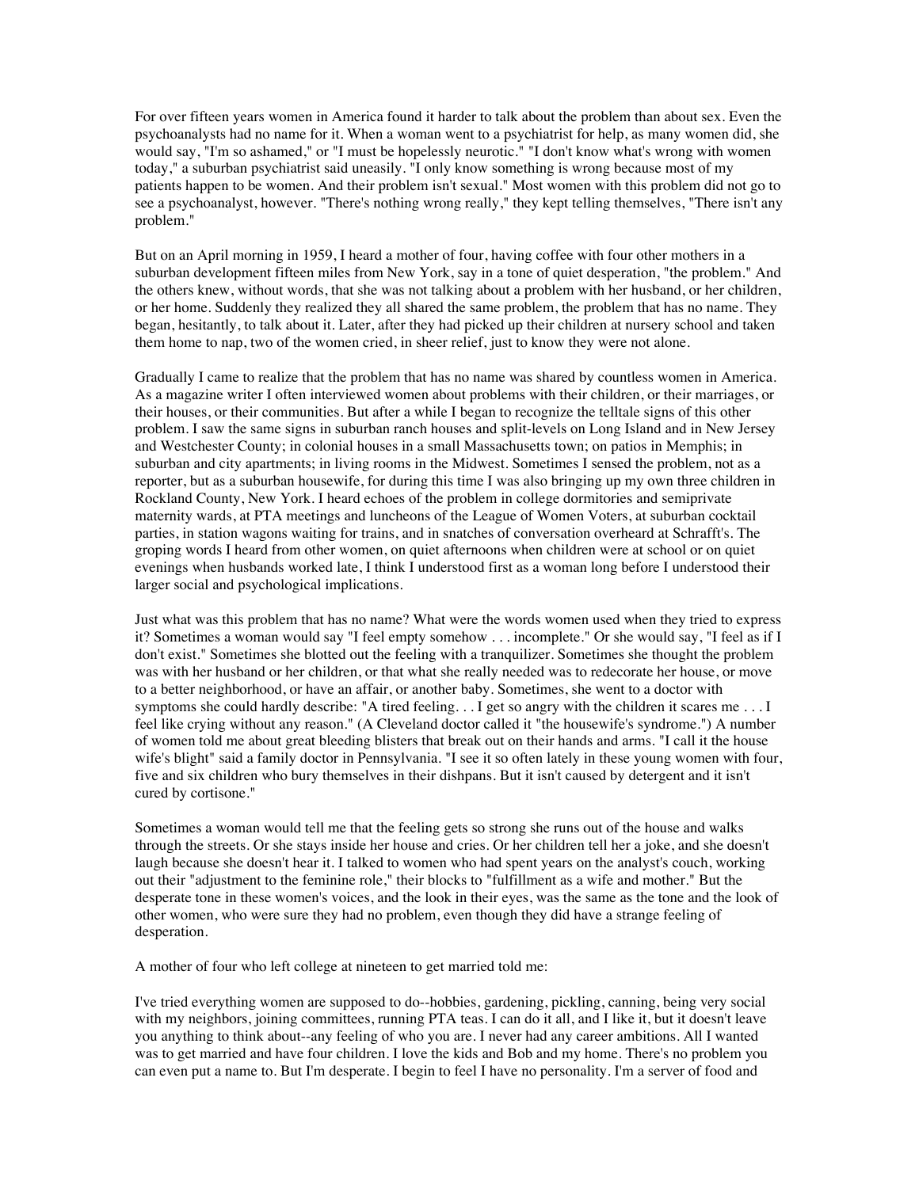For over fifteen years women in America found it harder to talk about the problem than about sex. Even the psychoanalysts had no name for it. When a woman went to a psychiatrist for help, as many women did, she would say, "I'm so ashamed," or "I must be hopelessly neurotic." "I don't know what's wrong with women today," a suburban psychiatrist said uneasily. "I only know something is wrong because most of my patients happen to be women. And their problem isn't sexual." Most women with this problem did not go to see a psychoanalyst, however. "There's nothing wrong really," they kept telling themselves, "There isn't any problem."

But on an April morning in 1959, I heard a mother of four, having coffee with four other mothers in a suburban development fifteen miles from New York, say in a tone of quiet desperation, "the problem." And the others knew, without words, that she was not talking about a problem with her husband, or her children, or her home. Suddenly they realized they all shared the same problem, the problem that has no name. They began, hesitantly, to talk about it. Later, after they had picked up their children at nursery school and taken them home to nap, two of the women cried, in sheer relief, just to know they were not alone.

Gradually I came to realize that the problem that has no name was shared by countless women in America. As a magazine writer I often interviewed women about problems with their children, or their marriages, or their houses, or their communities. But after a while I began to recognize the telltale signs of this other problem. I saw the same signs in suburban ranch houses and split-levels on Long Island and in New Jersey and Westchester County; in colonial houses in a small Massachusetts town; on patios in Memphis; in suburban and city apartments; in living rooms in the Midwest. Sometimes I sensed the problem, not as a reporter, but as a suburban housewife, for during this time I was also bringing up my own three children in Rockland County, New York. I heard echoes of the problem in college dormitories and semiprivate maternity wards, at PTA meetings and luncheons of the League of Women Voters, at suburban cocktail parties, in station wagons waiting for trains, and in snatches of conversation overheard at Schrafft's. The groping words I heard from other women, on quiet afternoons when children were at school or on quiet evenings when husbands worked late, I think I understood first as a woman long before I understood their larger social and psychological implications.

Just what was this problem that has no name? What were the words women used when they tried to express it? Sometimes a woman would say "I feel empty somehow . . . incomplete." Or she would say, "I feel as if I don't exist." Sometimes she blotted out the feeling with a tranquilizer. Sometimes she thought the problem was with her husband or her children, or that what she really needed was to redecorate her house, or move to a better neighborhood, or have an affair, or another baby. Sometimes, she went to a doctor with symptoms she could hardly describe: "A tired feeling. . . I get so angry with the children it scares me . . . I feel like crying without any reason." (A Cleveland doctor called it "the housewife's syndrome.") A number of women told me about great bleeding blisters that break out on their hands and arms. "I call it the house wife's blight" said a family doctor in Pennsylvania. "I see it so often lately in these young women with four, five and six children who bury themselves in their dishpans. But it isn't caused by detergent and it isn't cured by cortisone."

Sometimes a woman would tell me that the feeling gets so strong she runs out of the house and walks through the streets. Or she stays inside her house and cries. Or her children tell her a joke, and she doesn't laugh because she doesn't hear it. I talked to women who had spent years on the analyst's couch, working out their "adjustment to the feminine role," their blocks to "fulfillment as a wife and mother." But the desperate tone in these women's voices, and the look in their eyes, was the same as the tone and the look of other women, who were sure they had no problem, even though they did have a strange feeling of desperation.

A mother of four who left college at nineteen to get married told me:

I've tried everything women are supposed to do--hobbies, gardening, pickling, canning, being very social with my neighbors, joining committees, running PTA teas. I can do it all, and I like it, but it doesn't leave you anything to think about--any feeling of who you are. I never had any career ambitions. All I wanted was to get married and have four children. I love the kids and Bob and my home. There's no problem you can even put a name to. But I'm desperate. I begin to feel I have no personality. I'm a server of food and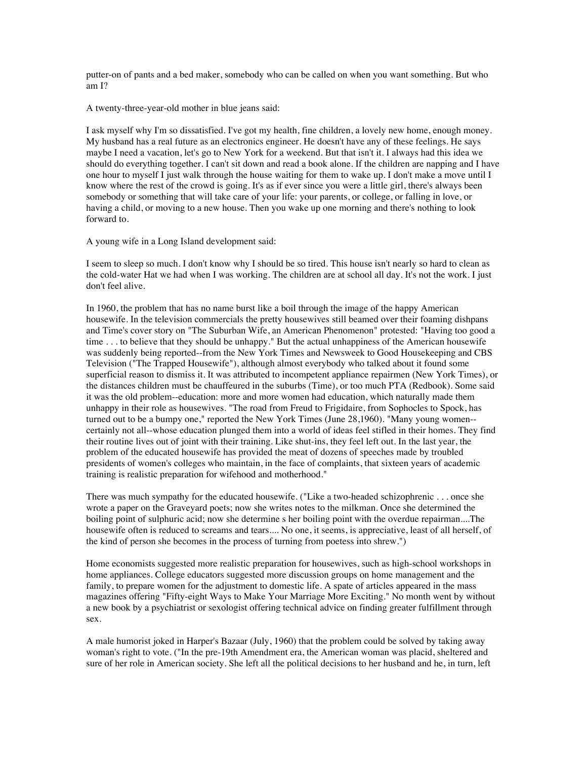putter-on of pants and a bed maker, somebody who can be called on when you want something. But who am I?

A twenty-three-year-old mother in blue jeans said:

I ask myself why I'm so dissatisfied. I've got my health, fine children, a lovely new home, enough money. My husband has a real future as an electronics engineer. He doesn't have any of these feelings. He says maybe I need a vacation, let's go to New York for a weekend. But that isn't it. I always had this idea we should do everything together. I can't sit down and read a book alone. If the children are napping and I have one hour to myself I just walk through the house waiting for them to wake up. I don't make a move until I know where the rest of the crowd is going. It's as if ever since you were a little girl, there's always been somebody or something that will take care of your life: your parents, or college, or falling in love, or having a child, or moving to a new house. Then you wake up one morning and there's nothing to look forward to.

A young wife in a Long Island development said:

I seem to sleep so much. I don't know why I should be so tired. This house isn't nearly so hard to clean as the cold-water Hat we had when I was working. The children are at school all day. It's not the work. I just don't feel alive.

In 1960, the problem that has no name burst like a boil through the image of the happy American housewife. In the television commercials the pretty housewives still beamed over their foaming dishpans and Time's cover story on "The Suburban Wife, an American Phenomenon" protested: "Having too good a time . . . to believe that they should be unhappy." But the actual unhappiness of the American housewife was suddenly being reported--from the New York Times and Newsweek to Good Housekeeping and CBS Television ("The Trapped Housewife"), although almost everybody who talked about it found some superficial reason to dismiss it. It was attributed to incompetent appliance repairmen (New York Times), or the distances children must be chauffeured in the suburbs (Time), or too much PTA (Redbook). Some said it was the old problem--education: more and more women had education, which naturally made them unhappy in their role as housewives. "The road from Freud to Frigidaire, from Sophocles to Spock, has turned out to be a bumpy one," reported the New York Times (June 28,1960). "Many young women--certainly not all--whose education plunged them into a world of ideas feel stifled in their homes. They find their routine lives out of joint with their training. Like shut-ins, they feel left out. In the last year, the problem of the educated housewife has provided the meat of dozens of speeches made by troubled presidents of women's colleges who maintain, in the face of complaints, that sixteen years of academic training is realistic preparation for wifehood and motherhood."

There was much sympathy for the educated housewife. ("Like a two-headed schizophrenic . . . once she wrote a paper on the Graveyard poets; now she writes notes to the milkman. Once she determined the boiling point of sulphuric acid; now she determine s her boiling point with the overdue repairman....The housewife often is reduced to screams and tears.... No one, it seems, is appreciative, least of all herself, of the kind of person she becomes in the process of turning from poetess into shrew.")

Home economists suggested more realistic preparation for housewives, such as high-school workshops in home appliances. College educators suggested more discussion groups on home management and the family, to prepare women for the adjustment to domestic life. A spate of articles appeared in the mass magazines offering "Fifty-eight Ways to Make Your Marriage More Exciting." No month went by without a new book by a psychiatrist or sexologist offering technical advice on finding greater fulfillment through sex.

A male humorist joked in Harper's Bazaar (July, 1960) that the problem could be solved by taking away woman's right to vote. ("In the pre-19th Amendment era, the American woman was placid, sheltered and sure of her role in American society. She left all the political decisions to her husband and he, in turn, left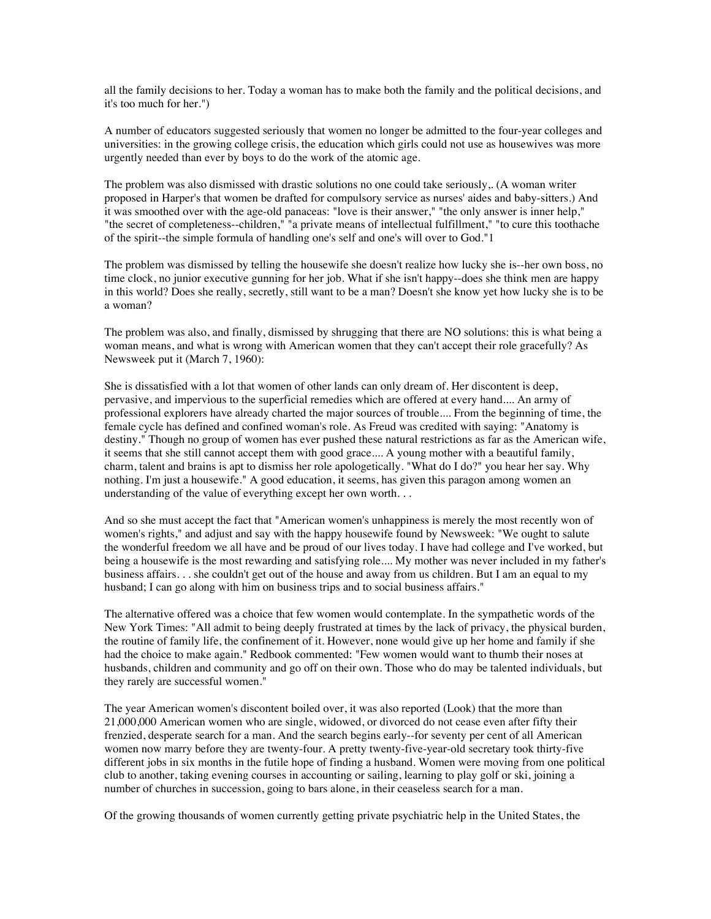all the family decisions to her. Today a woman has to make both the family and the political decisions, and it's too much for her.")

A number of educators suggested seriously that women no longer be admitted to the four-year colleges and universities: in the growing college crisis, the education which girls could not use as housewives was more urgently needed than ever by boys to do the work of the atomic age.

The problem was also dismissed with drastic solutions no one could take seriously,. (A woman writer proposed in Harper's that women be drafted for compulsory service as nurses' aides and baby-sitters.) And it was smoothed over with the age-old panaceas: "love is their answer," "the only answer is inner help," "the secret of completeness--children," "a private means of intellectual fulfillment," "to cure this toothache of the spirit--the simple formula of handling one's self and one's will over to God."1

The problem was dismissed by telling the housewife she doesn't realize how lucky she is--her own boss, no time clock, no junior executive gunning for her job. What if she isn't happy--does she think men are happy in this world? Does she really, secretly, still want to be a man? Doesn't she know yet how lucky she is to be a woman?

The problem was also, and finally, dismissed by shrugging that there are NO solutions: this is what being a woman means, and what is wrong with American women that they can't accept their role gracefully? As Newsweek put it (March 7, 1960):

She is dissatisfied with a lot that women of other lands can only dream of. Her discontent is deep, pervasive, and impervious to the superficial remedies which are offered at every hand.... An army of professional explorers have already charted the major sources of trouble.... From the beginning of time, the female cycle has defined and confined woman's role. As Freud was credited with saying: "Anatomy is destiny." Though no group of women has ever pushed these natural restrictions as far as the American wife, it seems that she still cannot accept them with good grace.... A young mother with a beautiful family, charm, talent and brains is apt to dismiss her role apologetically. "What do I do?" you hear her say. Why nothing. I'm just a housewife." A good education, it seems, has given this paragon among women an understanding of the value of everything except her own worth. . .

And so she must accept the fact that "American women's unhappiness is merely the most recently won of women's rights," and adjust and say with the happy housewife found by Newsweek: "We ought to salute the wonderful freedom we all have and be proud of our lives today. I have had college and I've worked, but being a housewife is the most rewarding and satisfying role.... My mother was never included in my father's business affairs. . . she couldn't get out of the house and away from us children. But I am an equal to my husband; I can go along with him on business trips and to social business affairs."

The alternative offered was a choice that few women would contemplate. In the sympathetic words of the New York Times: "All admit to being deeply frustrated at times by the lack of privacy, the physical burden, the routine of family life, the confinement of it. However, none would give up her home and family if she had the choice to make again." Redbook commented: "Few women would want to thumb their noses at husbands, children and community and go off on their own. Those who do may be talented individuals, but they rarely are successful women."

The year American women's discontent boiled over, it was also reported (Look) that the more than 21,000,000 American women who are single, widowed, or divorced do not cease even after fifty their frenzied, desperate search for a man. And the search begins early--for seventy per cent of all American women now marry before they are twenty-four. A pretty twenty-five-year-old secretary took thirty-five different jobs in six months in the futile hope of finding a husband. Women were moving from one political club to another, taking evening courses in accounting or sailing, learning to play golf or ski, joining a number of churches in succession, going to bars alone, in their ceaseless search for a man.

Of the growing thousands of women currently getting private psychiatric help in the United States, the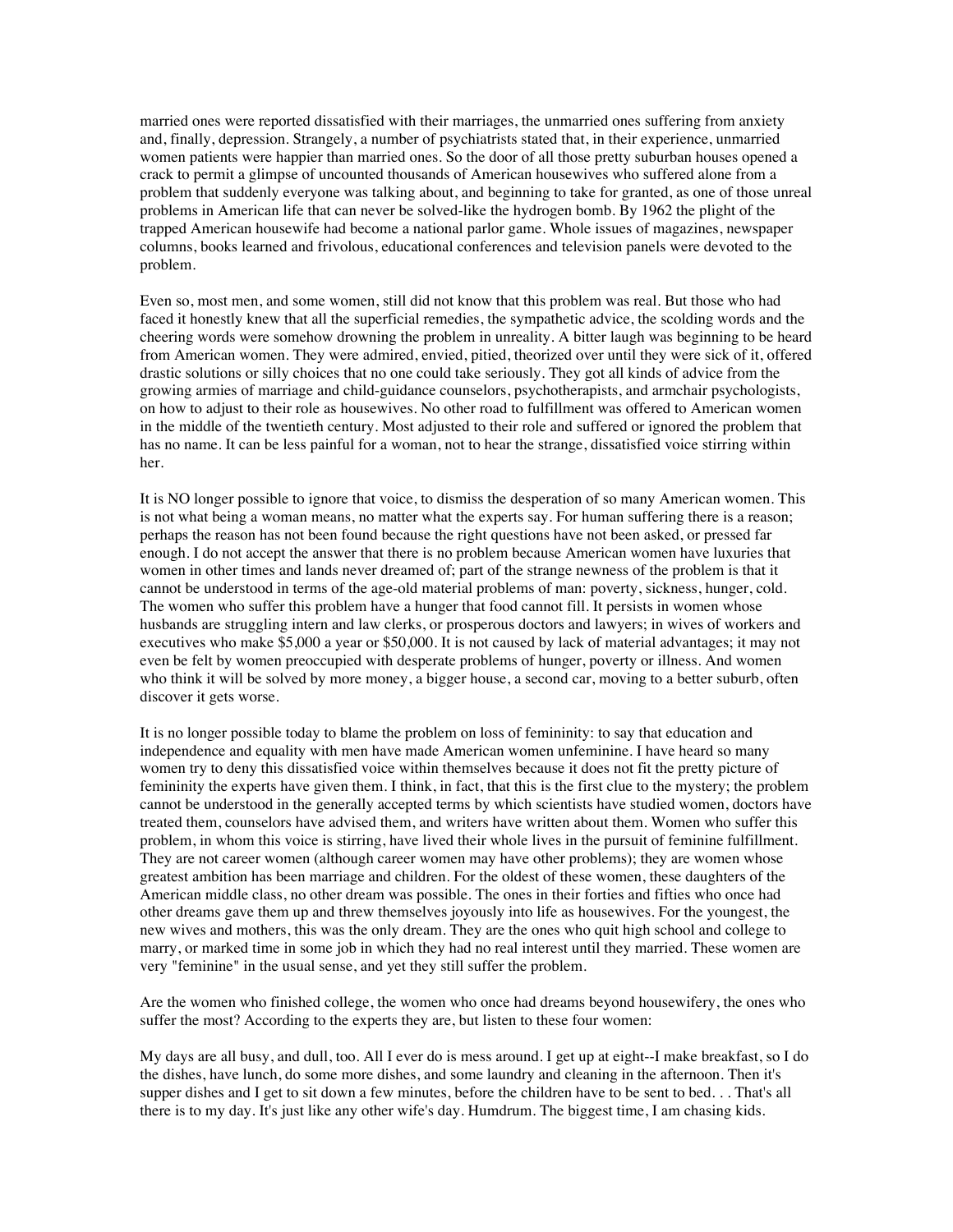married ones were reported dissatisfied with their marriages, the unmarried ones suffering from anxiety and, finally, depression. Strangely, a number of psychiatrists stated that, in their experience, unmarried women patients were happier than married ones. So the door of all those pretty suburban houses opened a crack to permit a glimpse of uncounted thousands of American housewives who suffered alone from a problem that suddenly everyone was talking about, and beginning to take for granted, as one of those unreal problems in American life that can never be solved-like the hydrogen bomb. By 1962 the plight of the trapped American housewife had become a national parlor game. Whole issues of magazines, newspaper columns, books learned and frivolous, educational conferences and television panels were devoted to the problem.

Even so, most men, and some women, still did not know that this problem was real. But those who had faced it honestly knew that all the superficial remedies, the sympathetic advice, the scolding words and the cheering words were somehow drowning the problem in unreality. A bitter laugh was beginning to be heard from American women. They were admired, envied, pitied, theorized over until they were sick of it, offered drastic solutions or silly choices that no one could take seriously. They got all kinds of advice from the growing armies of marriage and child-guidance counselors, psychotherapists, and armchair psychologists, on how to adjust to their role as housewives. No other road to fulfillment was offered to American women in the middle of the twentieth century. Most adjusted to their role and suffered or ignored the problem that has no name. It can be less painful for a woman, not to hear the strange, dissatisfied voice stirring within her.

It is NO longer possible to ignore that voice, to dismiss the desperation of so many American women. This is not what being a woman means, no matter what the experts say. For human suffering there is a reason; perhaps the reason has not been found because the right questions have not been asked, or pressed far enough. I do not accept the answer that there is no problem because American women have luxuries that women in other times and lands never dreamed of; part of the strange newness of the problem is that it cannot be understood in terms of the age-old material problems of man: poverty, sickness, hunger, cold. The women who suffer this problem have a hunger that food cannot fill. It persists in women whose husbands are struggling intern and law clerks, or prosperous doctors and lawyers; in wives of workers and executives who make $5,000 a year or $50,000. It is not caused by lack of material advantages; it may not even be felt by women preoccupied with desperate problems of hunger, poverty or illness. And women who think it will be solved by more money, a bigger house, a second car, moving to a better suburb, often discover it gets worse.

It is no longer possible today to blame the problem on loss of femininity: to say that education and independence and equality with men have made American women unfeminine. I have heard so many women try to deny this dissatisfied voice within themselves because it does not fit the pretty picture of femininity the experts have given them. I think, in fact, that this is the first clue to the mystery; the problem cannot be understood in the generally accepted terms by which scientists have studied women, doctors have treated them, counselors have advised them, and writers have written about them. Women who suffer this problem, in whom this voice is stirring, have lived their whole lives in the pursuit of feminine fulfillment. They are not career women (although career women may have other problems); they are women whose greatest ambition has been marriage and children. For the oldest of these women, these daughters of the American middle class, no other dream was possible. The ones in their forties and fifties who once had other dreams gave them up and threw themselves joyously into life as housewives. For the youngest, the new wives and mothers, this was the only dream. They are the ones who quit high school and college to marry, or marked time in some job in which they had no real interest until they married. These women are very "feminine" in the usual sense, and yet they still suffer the problem.

Are the women who finished college, the women who once had dreams beyond housewifery, the ones who suffer the most? According to the experts they are, but listen to these four women:

My days are all busy, and dull, too. All I ever do is mess around. I get up at eight--I make breakfast, so I do the dishes, have lunch, do some more dishes, and some laundry and cleaning in the afternoon. Then it's supper dishes and I get to sit down a few minutes, before the children have to be sent to bed. . . That's all there is to my day. It's just like any other wife's day. Humdrum. The biggest time, I am chasing kids.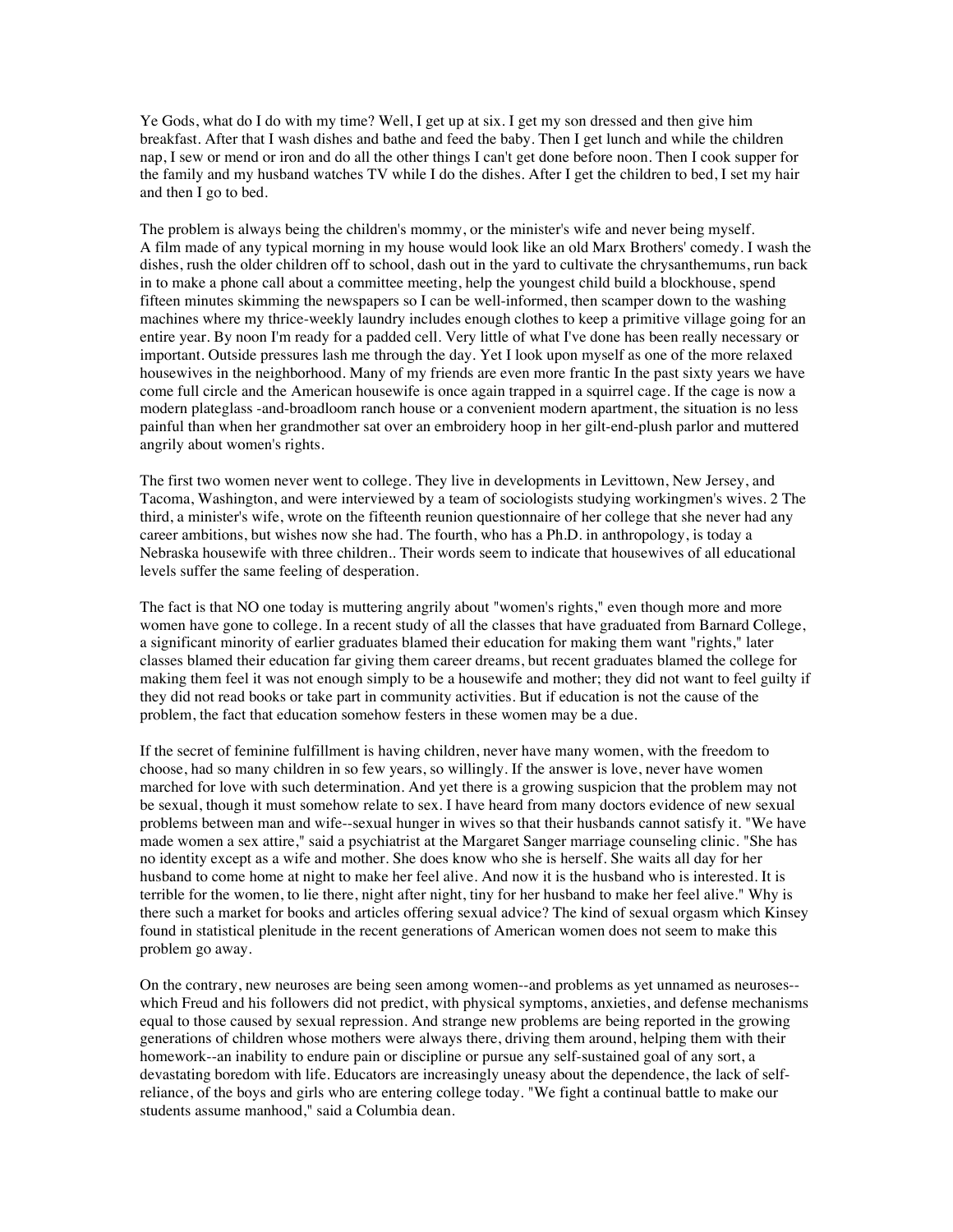Ye Gods, what do I do with my time? Well, I get up at six. I get my son dressed and then give him breakfast. After that I wash dishes and bathe and feed the baby. Then I get lunch and while the children nap, I sew or mend or iron and do all the other things I can't get done before noon. Then I cook supper for the family and my husband watches TV while I do the dishes. After I get the children to bed, I set my hair and then I go to bed.

The problem is always being the children's mommy, or the minister's wife and never being myself.
A film made of any typical morning in my house would look like an old Marx Brothers' comedy. I wash the dishes, rush the older children off to school, dash out in the yard to cultivate the chrysanthemums, run back in to make a phone call about a committee meeting, help the youngest child build a blockhouse, spend fifteen minutes skimming the newspapers so I can be well-informed, then scamper down to the washing machines where my thrice-weekly laundry includes enough clothes to keep a primitive village going for an entire year. By noon I'm ready for a padded cell. Very little of what I've done has been really necessary or important. Outside pressures lash me through the day. Yet I look upon myself as one of the more relaxed housewives in the neighborhood. Many of my friends are even more frantic In the past sixty years we have come full circle and the American housewife is once again trapped in a squirrel cage. If the cage is now a modern plateglass -and-broadloom ranch house or a convenient modern apartment, the situation is no less painful than when her grandmother sat over an embroidery hoop in her gilt-end-plush parlor and muttered angrily about women's rights.

The first two women never went to college. They live in developments in Levittown, New Jersey, and Tacoma, Washington, and were interviewed by a team of sociologists studying workingmen's wives. 2 The third, a minister's wife, wrote on the fifteenth reunion questionnaire of her college that she never had any career ambitions, but wishes now she had. The fourth, who has a Ph.D. in anthropology, is today a Nebraska housewife with three children.. Their words seem to indicate that housewives of all educational levels suffer the same feeling of desperation.

The fact is that NO one today is muttering angrily about "women's rights," even though more and more women have gone to college. In a recent study of all the classes that have graduated from Barnard College, a significant minority of earlier graduates blamed their education for making them want "rights," later classes blamed their education far giving them career dreams, but recent graduates blamed the college for making them feel it was not enough simply to be a housewife and mother; they did not want to feel guilty if they did not read books or take part in community activities. But if education is not the cause of the problem, the fact that education somehow festers in these women may be a due.

If the secret of feminine fulfillment is having children, never have many women, with the freedom to choose, had so many children in so few years, so willingly. If the answer is love, never have women marched for love with such determination. And yet there is a growing suspicion that the problem may not be sexual, though it must somehow relate to sex. I have heard from many doctors evidence of new sexual problems between man and wife--sexual hunger in wives so that their husbands cannot satisfy it. "We have made women a sex attire," said a psychiatrist at the Margaret Sanger marriage counseling clinic. "She has no identity except as a wife and mother. She does know who she is herself. She waits all day for her husband to come home at night to make her feel alive. And now it is the husband who is interested. It is terrible for the women, to lie there, night after night, tiny for her husband to make her feel alive." Why is there such a market for books and articles offering sexual advice? The kind of sexual orgasm which Kinsey found in statistical plenitude in the recent generations of American women does not seem to make this problem go away.

On the contrary, new neuroses are being seen among women--and problems as yet unnamed as neuroses--which Freud and his followers did not predict, with physical symptoms, anxieties, and defense mechanisms equal to those caused by sexual repression. And strange new problems are being reported in the growing generations of children whose mothers were always there, driving them around, helping them with their homework--an inability to endure pain or discipline or pursue any self-sustained goal of any sort, a devastating boredom with life. Educators are increasingly uneasy about the dependence, the lack of self-reliance, of the boys and girls who are entering college today. "We fight a continual battle to make our students assume manhood," said a Columbia dean.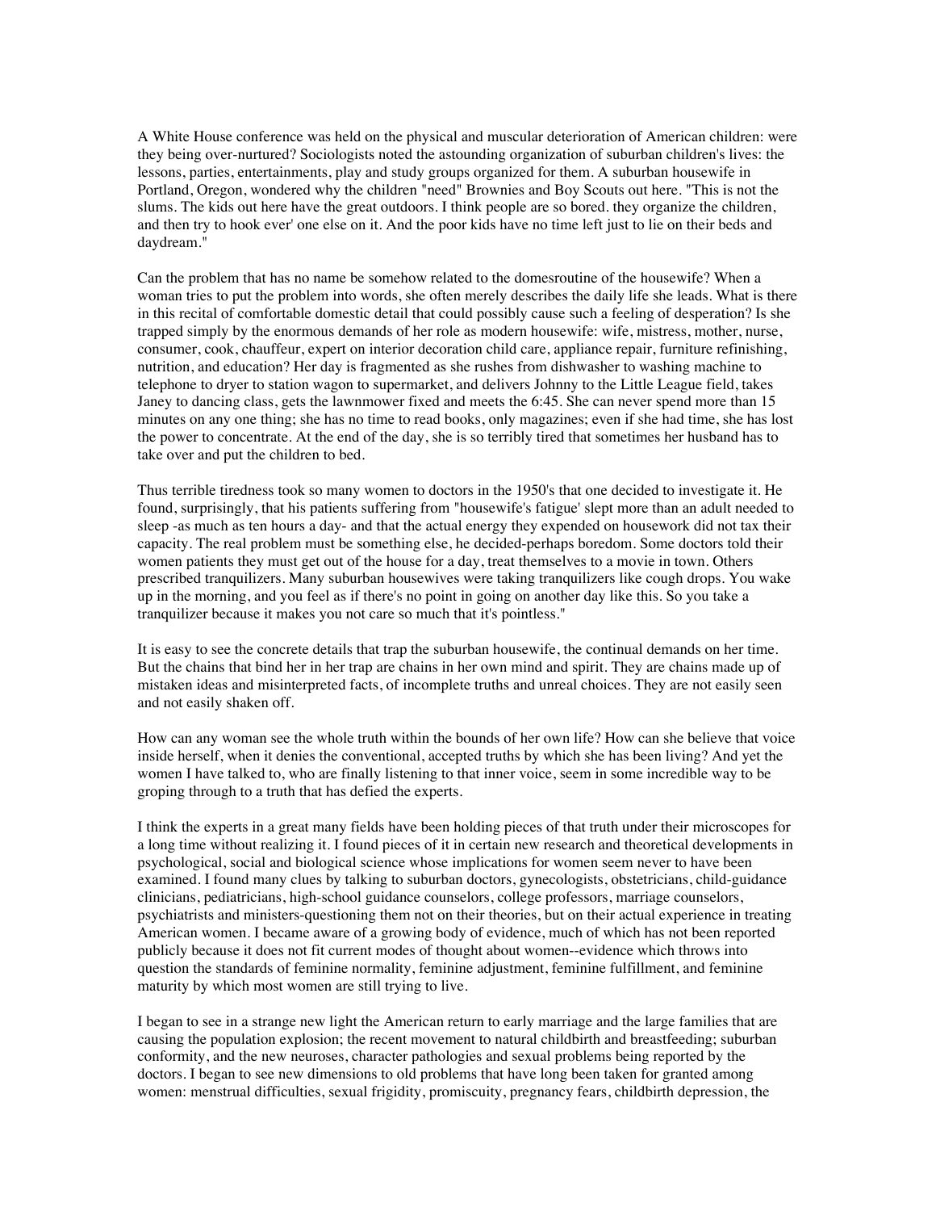A White House conference was held on the physical and muscular deterioration of American children: were they being over-nurtured? Sociologists noted the astounding organization of suburban children's lives: the lessons, parties, entertainments, play and study groups organized for them. A suburban housewife in Portland, Oregon, wondered why the children "need" Brownies and Boy Scouts out here. "This is not the slums. The kids out here have the great outdoors. I think people are so bored. they organize the children, and then try to hook ever' one else on it. And the poor kids have no time left just to lie on their beds and daydream."

Can the problem that has no name be somehow related to the domesroutine of the housewife? When a woman tries to put the problem into words, she often merely describes the daily life she leads. What is there in this recital of comfortable domestic detail that could possibly cause such a feeling of desperation? Is she trapped simply by the enormous demands of her role as modern housewife: wife, mistress, mother, nurse, consumer, cook, chauffeur, expert on interior decoration child care, appliance repair, furniture refinishing, nutrition, and education? Her day is fragmented as she rushes from dishwasher to washing machine to telephone to dryer to station wagon to supermarket, and delivers Johnny to the Little League field, takes Janey to dancing class, gets the lawnmower fixed and meets the 6:45. She can never spend more than 15 minutes on any one thing; she has no time to read books, only magazines; even if she had time, she has lost the power to concentrate. At the end of the day, she is so terribly tired that sometimes her husband has to take over and put the children to bed.

Thus terrible tiredness took so many women to doctors in the 1950's that one decided to investigate it. He found, surprisingly, that his patients suffering from "housewife's fatigue' slept more than an adult needed to sleep -as much as ten hours a day- and that the actual energy they expended on housework did not tax their capacity. The real problem must be something else, he decided-perhaps boredom. Some doctors told their women patients they must get out of the house for a day, treat themselves to a movie in town. Others prescribed tranquilizers. Many suburban housewives were taking tranquilizers like cough drops. You wake up in the morning, and you feel as if there's no point in going on another day like this. So you take a tranquilizer because it makes you not care so much that it's pointless."

It is easy to see the concrete details that trap the suburban housewife, the continual demands on her time. But the chains that bind her in her trap are chains in her own mind and spirit. They are chains made up of mistaken ideas and misinterpreted facts, of incomplete truths and unreal choices. They are not easily seen and not easily shaken off.

How can any woman see the whole truth within the bounds of her own life? How can she believe that voice inside herself, when it denies the conventional, accepted truths by which she has been living? And yet the women I have talked to, who are finally listening to that inner voice, seem in some incredible way to be groping through to a truth that has defied the experts.

I think the experts in a great many fields have been holding pieces of that truth under their microscopes for a long time without realizing it. I found pieces of it in certain new research and theoretical developments in psychological, social and biological science whose implications for women seem never to have been examined. I found many clues by talking to suburban doctors, gynecologists, obstetricians, child-guidance clinicians, pediatricians, high-school guidance counselors, college professors, marriage counselors, psychiatrists and ministers-questioning them not on their theories, but on their actual experience in treating American women. I became aware of a growing body of evidence, much of which has not been reported publicly because it does not fit current modes of thought about women--evidence which throws into question the standards of feminine normality, feminine adjustment, feminine fulfillment, and feminine maturity by which most women are still trying to live.

I began to see in a strange new light the American return to early marriage and the large families that are causing the population explosion; the recent movement to natural childbirth and breastfeeding; suburban conformity, and the new neuroses, character pathologies and sexual problems being reported by the doctors. I began to see new dimensions to old problems that have long been taken for granted among women: menstrual difficulties, sexual frigidity, promiscuity, pregnancy fears, childbirth depression, the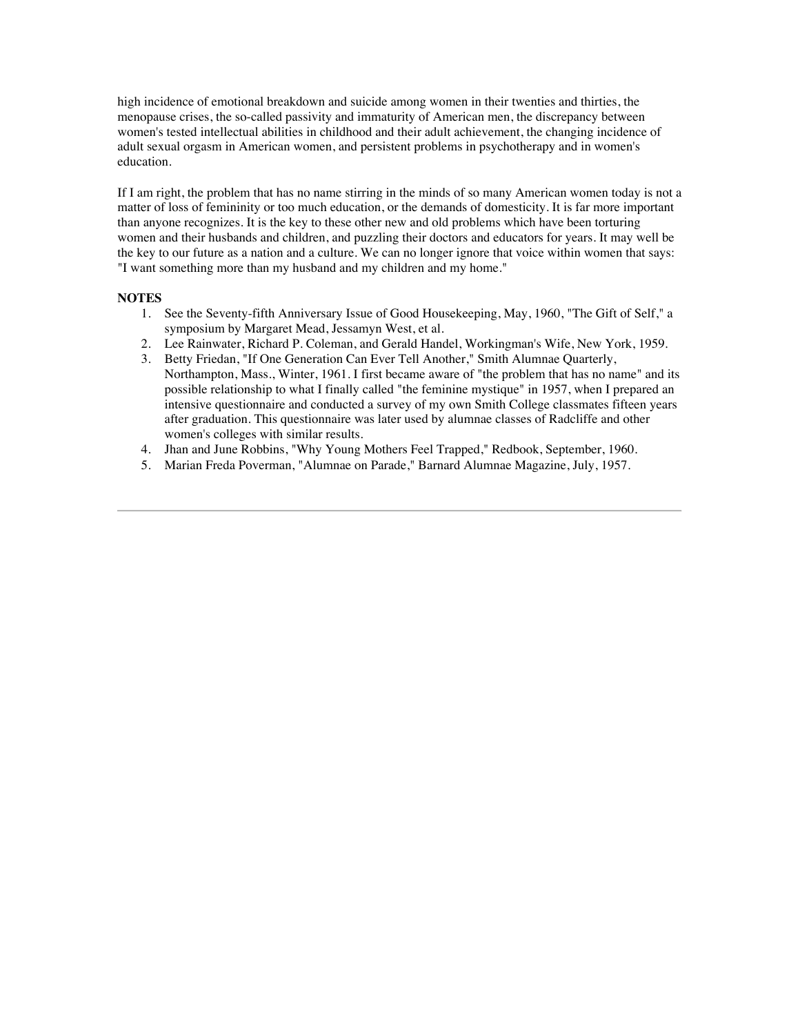high incidence of emotional breakdown and suicide among women in their twenties and thirties, the menopause crises, the so-called passivity and immaturity of American men, the discrepancy between women's tested intellectual abilities in childhood and their adult achievement, the changing incidence of adult sexual orgasm in American women, and persistent problems in psychotherapy and in women's education.

If I am right, the problem that has no name stirring in the minds of so many American women today is not a matter of loss of femininity or too much education, or the demands of domesticity. It is far more important than anyone recognizes. It is the key to these other new and old problems which have been torturing women and their husbands and children, and puzzling their doctors and educators for years. It may well be the key to our future as a nation and a culture. We can no longer ignore that voice within women that says: "I want something more than my husband and my children and my home."

**NOTES**

1. See the Seventy-fifth Anniversary Issue of Good Housekeeping, May, 1960, "The Gift of Self," a symposium by Margaret Mead, Jessamyn West, et al.
2. Lee Rainwater, Richard P. Coleman, and Gerald Handel, Workingman's Wife, New York, 1959.
3. Betty Friedan, "If One Generation Can Ever Tell Another," Smith Alumnae Quarterly, Northampton, Mass., Winter, 1961. I first became aware of "the problem that has no name" and its possible relationship to what I finally called "the feminine mystique" in 1957, when I prepared an intensive questionnaire and conducted a survey of my own Smith College classmates fifteen years after graduation. This questionnaire was later used by alumnae classes of Radcliffe and other women's colleges with similar results.
4. Jhan and June Robbins, "Why Young Mothers Feel Trapped," Redbook, September, 1960.
5. Marian Freda Poverman, "Alumnae on Parade," Barnard Alumnae Magazine, July, 1957.